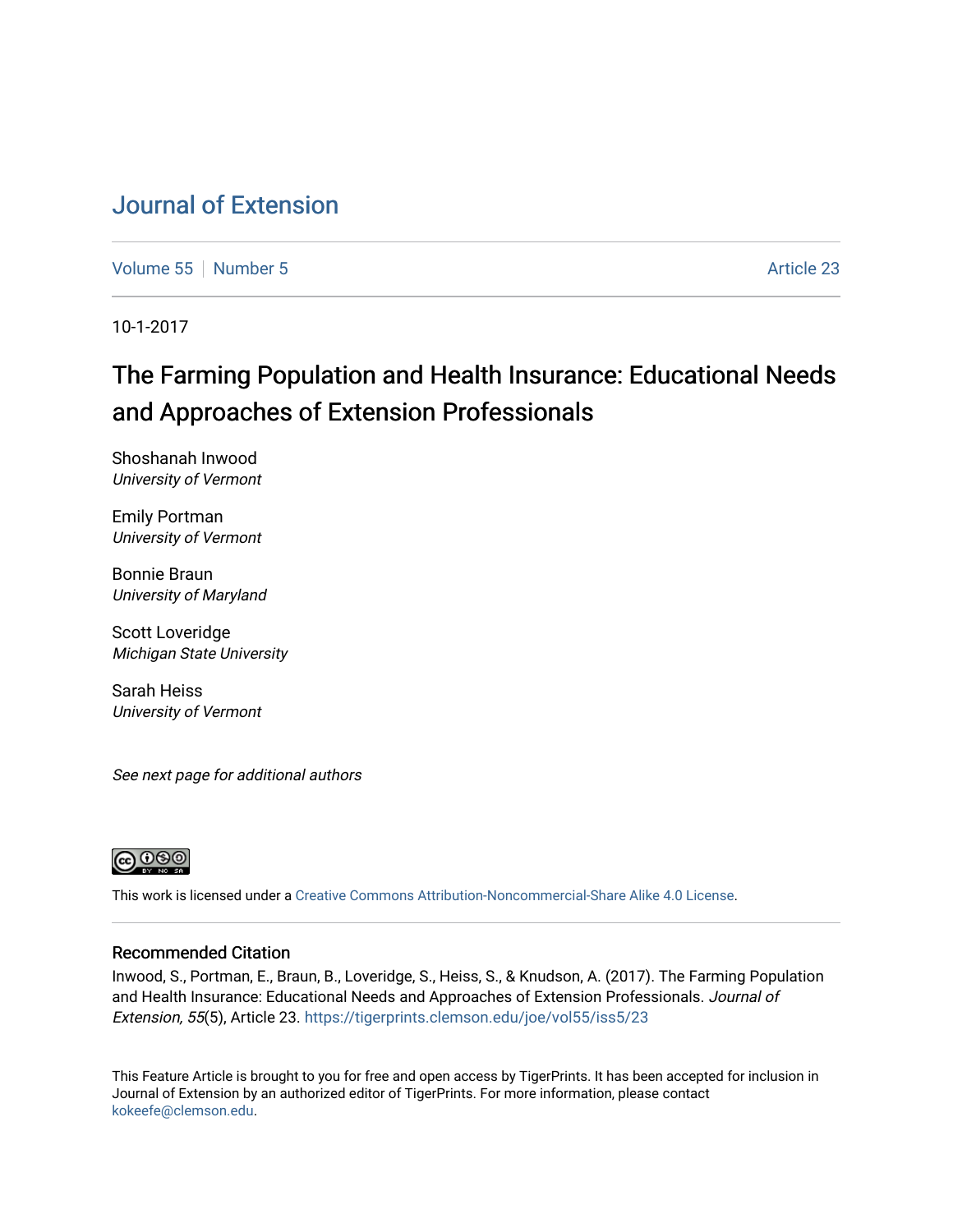# Journal of Extension

Volume 55 | Number 5 | Article 23

10-1-2017

## The Farming Population and Health Insurance: Educational Needs and Approaches of Extension Professionals

Shoshanah Inwood
*University of Vermont*

Emily Portman
*University of Vermont*

Bonnie Braun
*University of Maryland*

Scott Loveridge
*Michigan State University*

Sarah Heiss
*University of Vermont*

*See next page for additional authors*

This work is licensed under a Creative Commons Attribution-Noncommercial-Share Alike 4.0 License.

### Recommended Citation

Inwood, S., Portman, E., Braun, B., Loveridge, S., Heiss, S., & Knudson, A. (2017). The Farming Population and Health Insurance: Educational Needs and Approaches of Extension Professionals. *Journal of Extension, 55*(5), Article 23. https://tigerprints.clemson.edu/joe/vol55/iss5/23

This Feature Article is brought to you for free and open access by TigerPrints. It has been accepted for inclusion in Journal of Extension by an authorized editor of TigerPrints. For more information, please contact kokeefe@clemson.edu.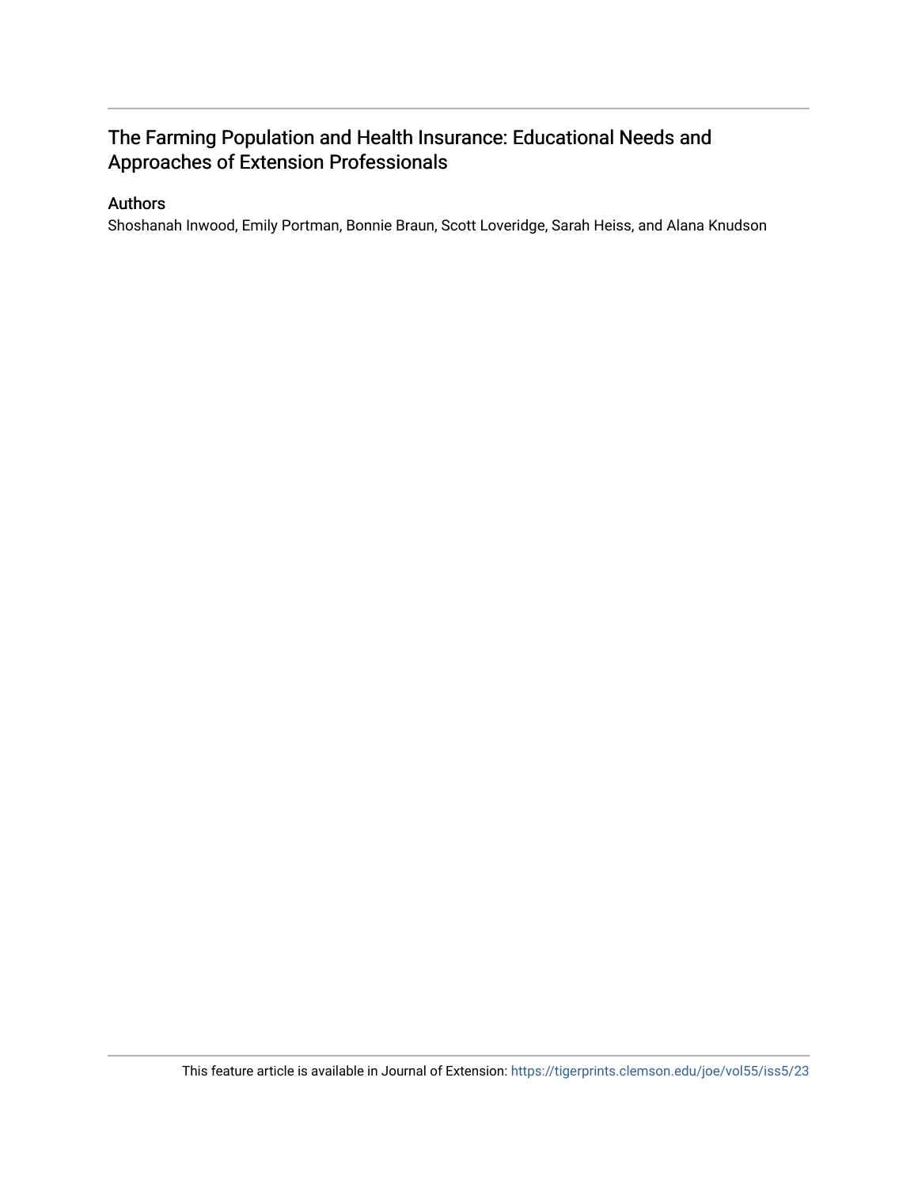# The Farming Population and Health Insurance: Educational Needs and Approaches of Extension Professionals

## Authors

Shoshanah Inwood, Emily Portman, Bonnie Braun, Scott Loveridge, Sarah Heiss, and Alana Knudson

This feature article is available in Journal of Extension: https://tigerprints.clemson.edu/joe/vol55/iss5/23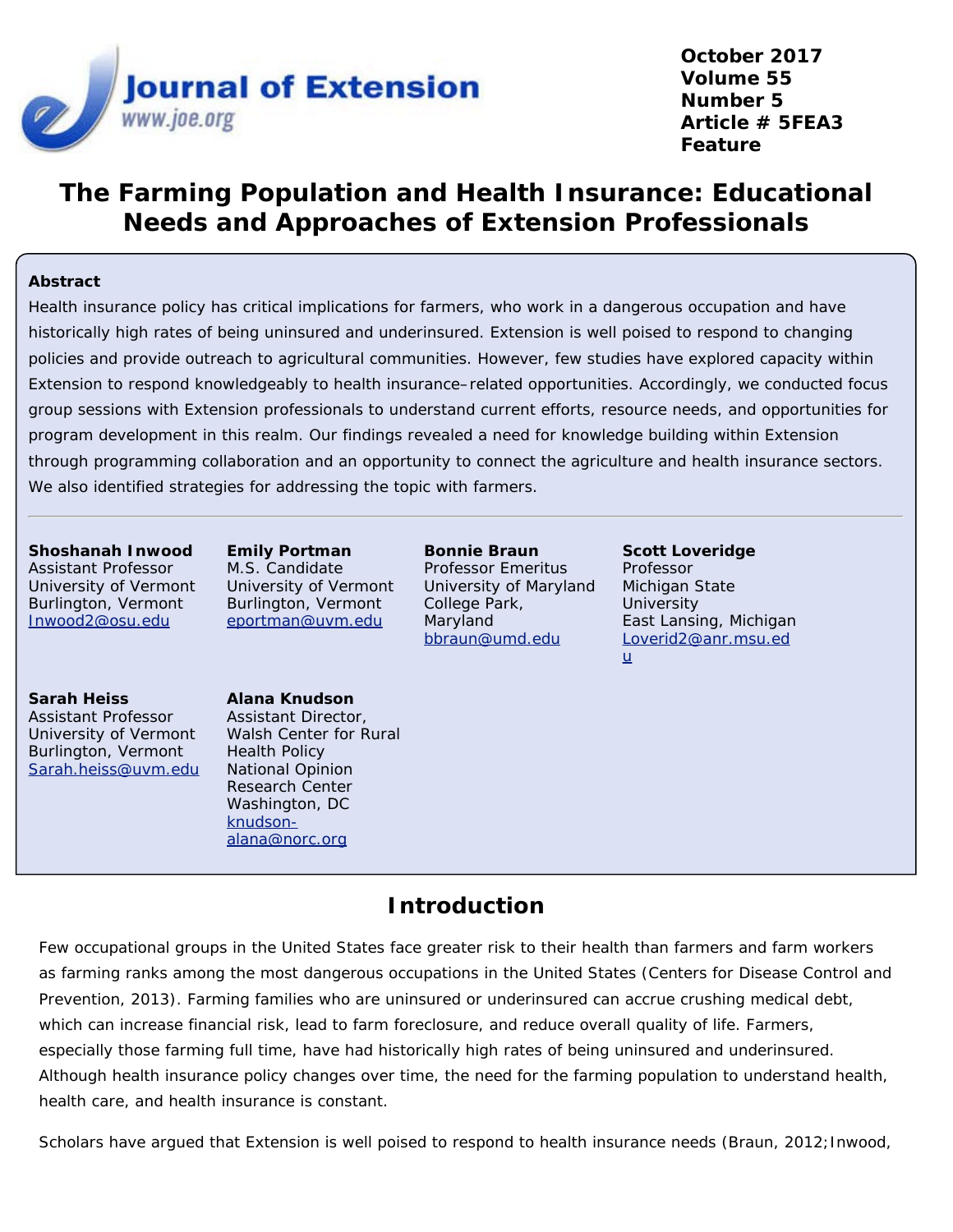# The Farming Population and Health Insurance: Educational Needs and Approaches of Extension Professionals

## Abstract

Health insurance policy has critical implications for farmers, who work in a dangerous occupation and have historically high rates of being uninsured and underinsured. Extension is well poised to respond to changing policies and provide outreach to agricultural communities. However, few studies have explored capacity within Extension to respond knowledgeably to health insurance–related opportunities. Accordingly, we conducted focus group sessions with Extension professionals to understand current efforts, resource needs, and opportunities for program development in this realm. Our findings revealed a need for knowledge building within Extension through programming collaboration and an opportunity to connect the agriculture and health insurance sectors. We also identified strategies for addressing the topic with farmers.

**Shoshanah Inwood**
Assistant Professor
University of Vermont
Burlington, Vermont
Inwood2@osu.edu

**Emily Portman**
M.S. Candidate
University of Vermont
Burlington, Vermont
eportman@uvm.edu

**Bonnie Braun**
Professor Emeritus
University of Maryland
College Park, Maryland
bbraun@umd.edu

**Scott Loveridge**
Professor
Michigan State University
East Lansing, Michigan
Loverid2@anr.msu.edu

**Sarah Heiss**
Assistant Professor
University of Vermont
Burlington, Vermont
Sarah.heiss@uvm.edu

**Alana Knudson**
Assistant Director,
Walsh Center for Rural Health Policy
National Opinion Research Center
Washington, DC
knudson-alana@norc.org

## Introduction

Few occupational groups in the United States face greater risk to their health than farmers and farm workers as farming ranks among the most dangerous occupations in the United States (Centers for Disease Control and Prevention, 2013). Farming families who are uninsured or underinsured can accrue crushing medical debt, which can increase financial risk, lead to farm foreclosure, and reduce overall quality of life. Farmers, especially those farming full time, have had historically high rates of being uninsured and underinsured. Although health insurance policy changes over time, the need for the farming population to understand health, health care, and health insurance is constant.

Scholars have argued that Extension is well poised to respond to health insurance needs (Braun, 2012; Inwood,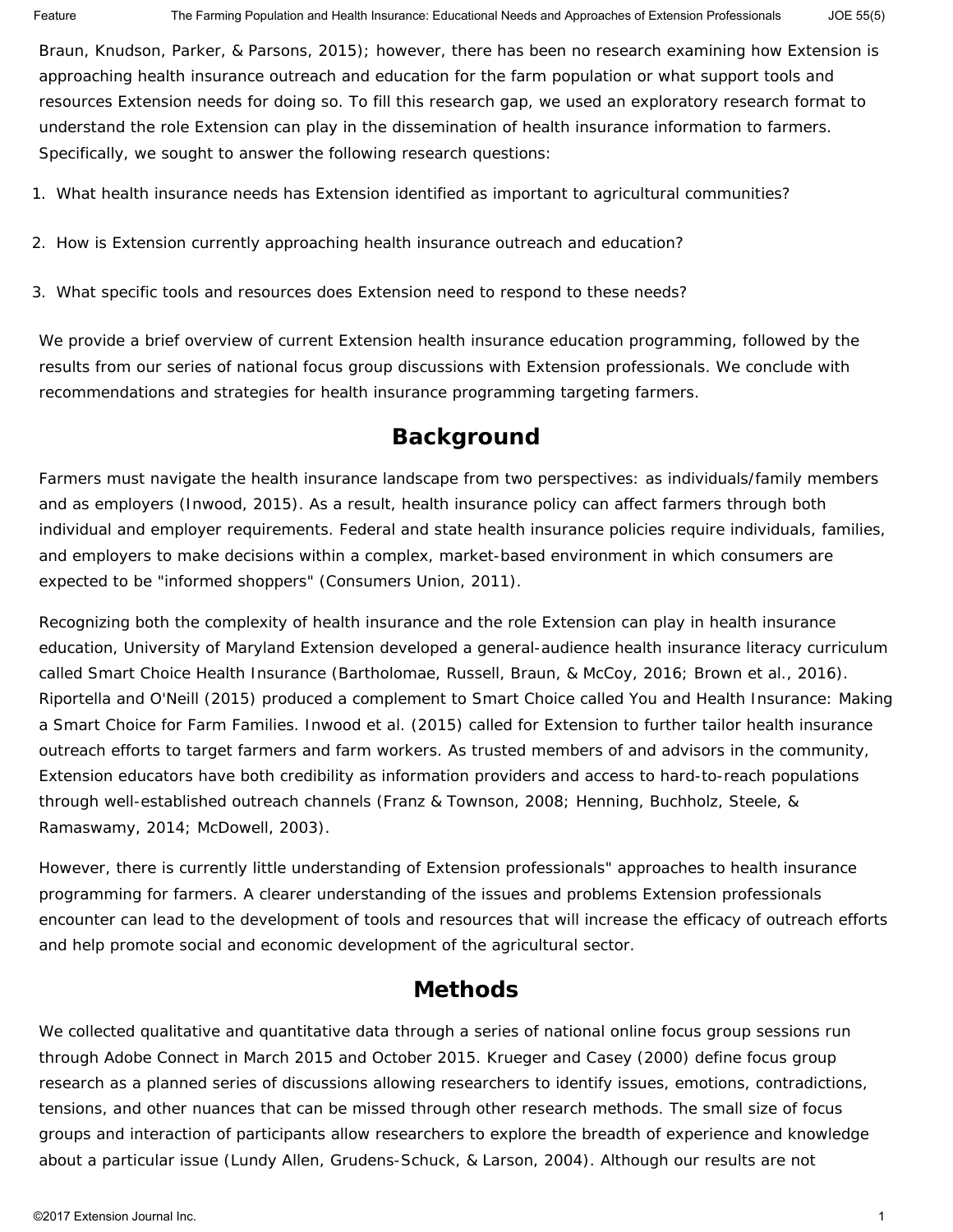Braun, Knudson, Parker, & Parsons, 2015); however, there has been no research examining how Extension is approaching health insurance outreach and education for the farm population or what support tools and resources Extension needs for doing so. To fill this research gap, we used an exploratory research format to understand the role Extension can play in the dissemination of health insurance information to farmers. Specifically, we sought to answer the following research questions:

1. What health insurance needs has Extension identified as important to agricultural communities?

2. How is Extension currently approaching health insurance outreach and education?

3. What specific tools and resources does Extension need to respond to these needs?

We provide a brief overview of current Extension health insurance education programming, followed by the results from our series of national focus group discussions with Extension professionals. We conclude with recommendations and strategies for health insurance programming targeting farmers.

## Background

Farmers must navigate the health insurance landscape from two perspectives: as individuals/family members and as employers (Inwood, 2015). As a result, health insurance policy can affect farmers through both individual and employer requirements. Federal and state health insurance policies require individuals, families, and employers to make decisions within a complex, market-based environment in which consumers are expected to be "informed shoppers" (Consumers Union, 2011).

Recognizing both the complexity of health insurance and the role Extension can play in health insurance education, University of Maryland Extension developed a general-audience health insurance literacy curriculum called Smart Choice Health Insurance (Bartholomae, Russell, Braun, & McCoy, 2016; Brown et al., 2016). Riportella and O'Neill (2015) produced a complement to Smart Choice called You and Health Insurance: Making a Smart Choice for Farm Families. Inwood et al. (2015) called for Extension to further tailor health insurance outreach efforts to target farmers and farm workers. As trusted members of and advisors in the community, Extension educators have both credibility as information providers and access to hard-to-reach populations through well-established outreach channels (Franz & Townson, 2008; Henning, Buchholz, Steele, & Ramaswamy, 2014; McDowell, 2003).

However, there is currently little understanding of Extension professionals" approaches to health insurance programming for farmers. A clearer understanding of the issues and problems Extension professionals encounter can lead to the development of tools and resources that will increase the efficacy of outreach efforts and help promote social and economic development of the agricultural sector.

## Methods

We collected qualitative and quantitative data through a series of national online focus group sessions run through Adobe Connect in March 2015 and October 2015. Krueger and Casey (2000) define focus group research as a planned series of discussions allowing researchers to identify issues, emotions, contradictions, tensions, and other nuances that can be missed through other research methods. The small size of focus groups and interaction of participants allow researchers to explore the breadth of experience and knowledge about a particular issue (Lundy Allen, Grudens-Schuck, & Larson, 2004). Although our results are not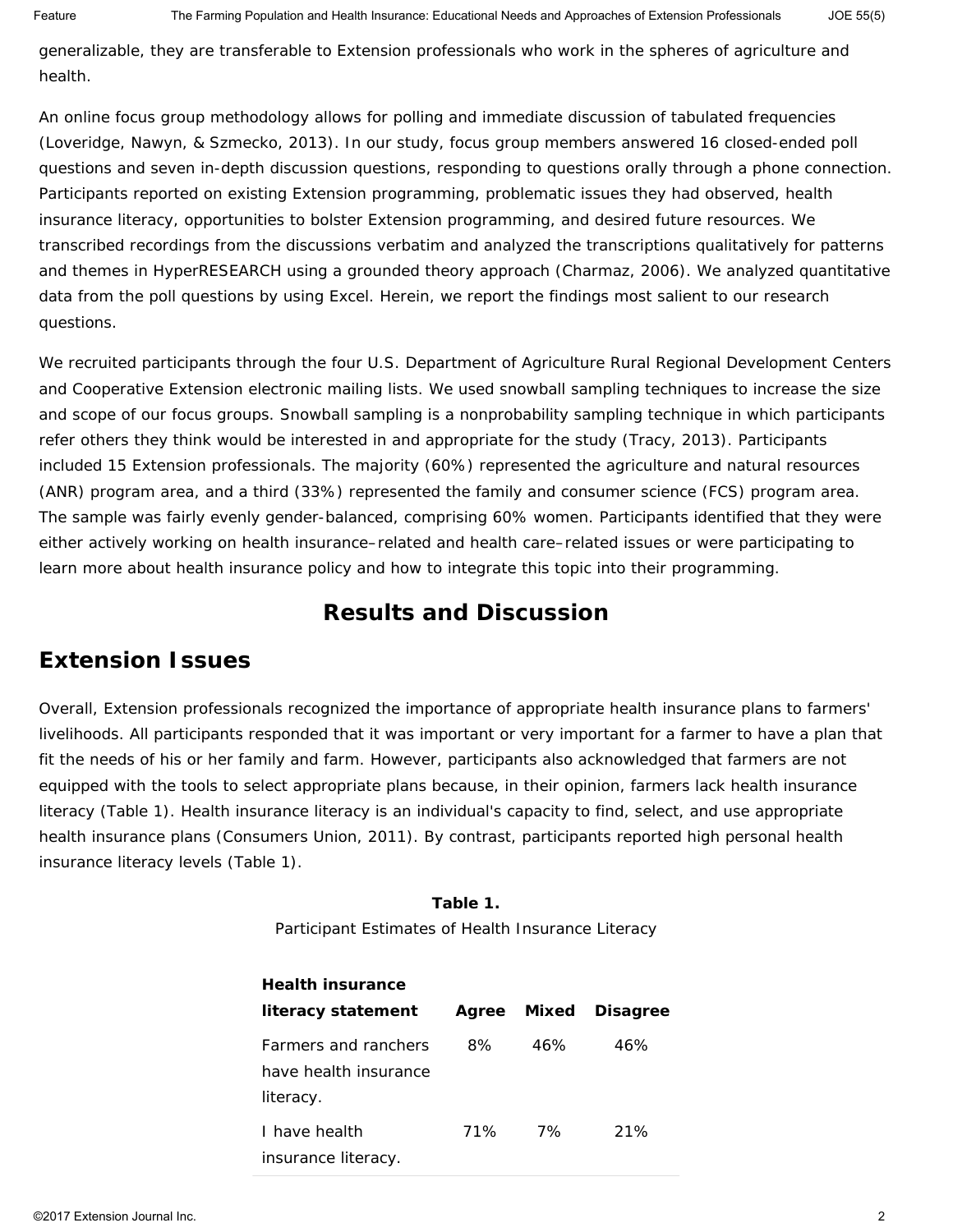generalizable, they are transferable to Extension professionals who work in the spheres of agriculture and health.

An online focus group methodology allows for polling and immediate discussion of tabulated frequencies (Loveridge, Nawyn, & Szmecko, 2013). In our study, focus group members answered 16 closed-ended poll questions and seven in-depth discussion questions, responding to questions orally through a phone connection. Participants reported on existing Extension programming, problematic issues they had observed, health insurance literacy, opportunities to bolster Extension programming, and desired future resources. We transcribed recordings from the discussions verbatim and analyzed the transcriptions qualitatively for patterns and themes in HyperRESEARCH using a grounded theory approach (Charmaz, 2006). We analyzed quantitative data from the poll questions by using Excel. Herein, we report the findings most salient to our research questions.

We recruited participants through the four U.S. Department of Agriculture Rural Regional Development Centers and Cooperative Extension electronic mailing lists. We used snowball sampling techniques to increase the size and scope of our focus groups. Snowball sampling is a nonprobability sampling technique in which participants refer others they think would be interested in and appropriate for the study (Tracy, 2013). Participants included 15 Extension professionals. The majority (60%) represented the agriculture and natural resources (ANR) program area, and a third (33%) represented the family and consumer science (FCS) program area. The sample was fairly evenly gender-balanced, comprising 60% women. Participants identified that they were either actively working on health insurance–related and health care–related issues or were participating to learn more about health insurance policy and how to integrate this topic into their programming.

# Results and Discussion

## Extension Issues

Overall, Extension professionals recognized the importance of appropriate health insurance plans to farmers' livelihoods. All participants responded that it was important or very important for a farmer to have a plan that fit the needs of his or her family and farm. However, participants also acknowledged that farmers are not equipped with the tools to select appropriate plans because, in their opinion, farmers lack health insurance literacy (Table 1). Health insurance literacy is an individual's capacity to find, select, and use appropriate health insurance plans (Consumers Union, 2011). By contrast, participants reported high personal health insurance literacy levels (Table 1).

**Table 1.**
Participant Estimates of Health Insurance Literacy

| Health insurance literacy statement | Agree | Mixed | Disagree |
|---|---|---|---|
| Farmers and ranchers have health insurance literacy. | 8% | 46% | 46% |
| I have health insurance literacy. | 71% | 7% | 21% |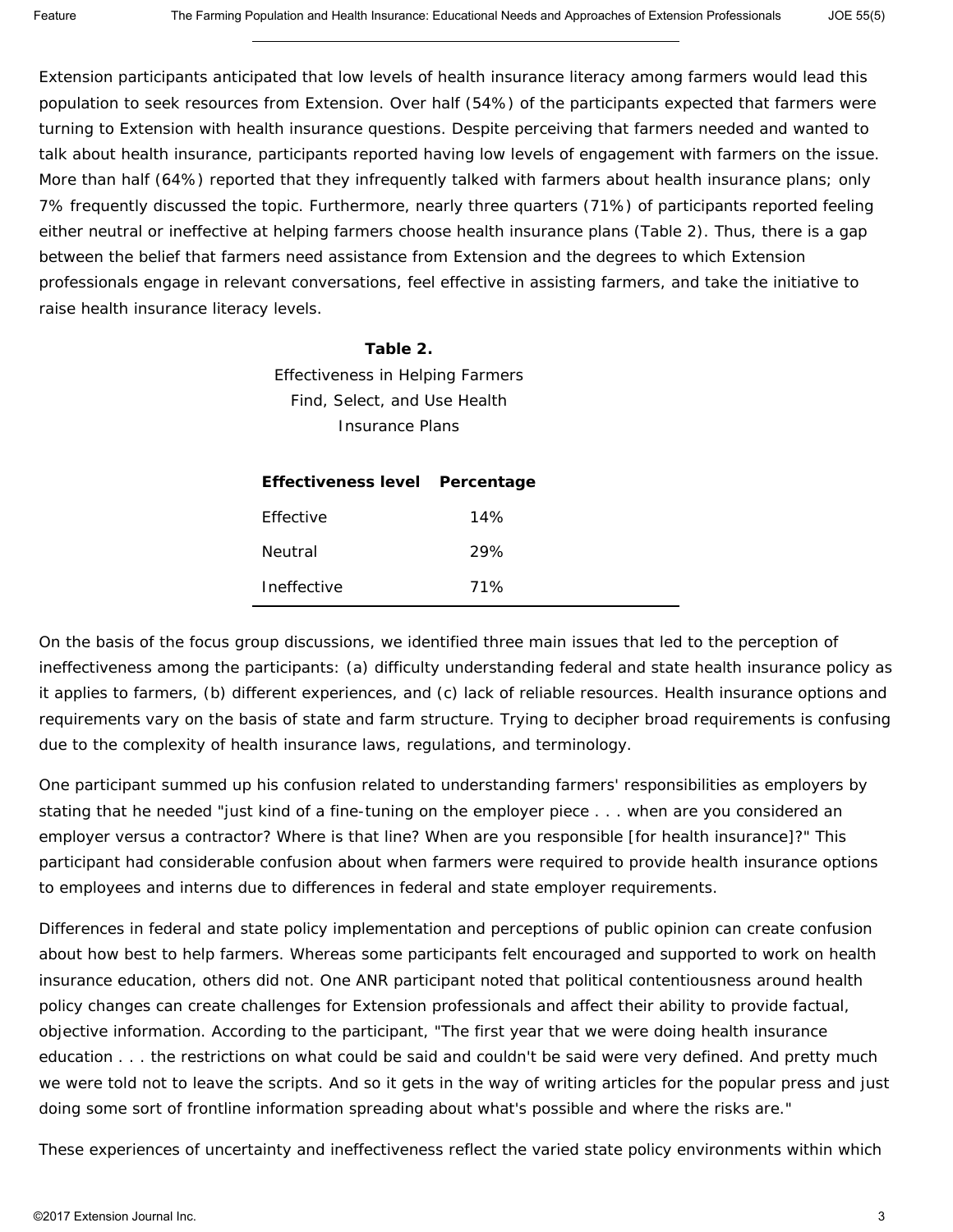Extension participants anticipated that low levels of health insurance literacy among farmers would lead this population to seek resources from Extension. Over half (54%) of the participants expected that farmers were turning to Extension with health insurance questions. Despite perceiving that farmers needed and wanted to talk about health insurance, participants reported having low levels of engagement with farmers on the issue. More than half (64%) reported that they infrequently talked with farmers about health insurance plans; only 7% frequently discussed the topic. Furthermore, nearly three quarters (71%) of participants reported feeling either neutral or ineffective at helping farmers choose health insurance plans (Table 2). Thus, there is a gap between the belief that farmers need assistance from Extension and the degrees to which Extension professionals engage in relevant conversations, feel effective in assisting farmers, and take the initiative to raise health insurance literacy levels.

**Table 2.**
Effectiveness in Helping Farmers Find, Select, and Use Health Insurance Plans

| Effectiveness level | Percentage |
|---|---|
| Effective | 14% |
| Neutral | 29% |
| Ineffective | 71% |

On the basis of the focus group discussions, we identified three main issues that led to the perception of ineffectiveness among the participants: (a) difficulty understanding federal and state health insurance policy as it applies to farmers, (b) different experiences, and (c) lack of reliable resources. Health insurance options and requirements vary on the basis of state and farm structure. Trying to decipher broad requirements is confusing due to the complexity of health insurance laws, regulations, and terminology.

One participant summed up his confusion related to understanding farmers' responsibilities as employers by stating that he needed "just kind of a fine-tuning on the employer piece . . . when are you considered an employer versus a contractor? Where is that line? When are you responsible [for health insurance]?" This participant had considerable confusion about when farmers were required to provide health insurance options to employees and interns due to differences in federal and state employer requirements.

Differences in federal and state policy implementation and perceptions of public opinion can create confusion about how best to help farmers. Whereas some participants felt encouraged and supported to work on health insurance education, others did not. One ANR participant noted that political contentiousness around health policy changes can create challenges for Extension professionals and affect their ability to provide factual, objective information. According to the participant, "The first year that we were doing health insurance education . . . the restrictions on what could be said and couldn't be said were very defined. And pretty much we were told not to leave the scripts. And so it gets in the way of writing articles for the popular press and just doing some sort of frontline information spreading about what's possible and where the risks are."

These experiences of uncertainty and ineffectiveness reflect the varied state policy environments within which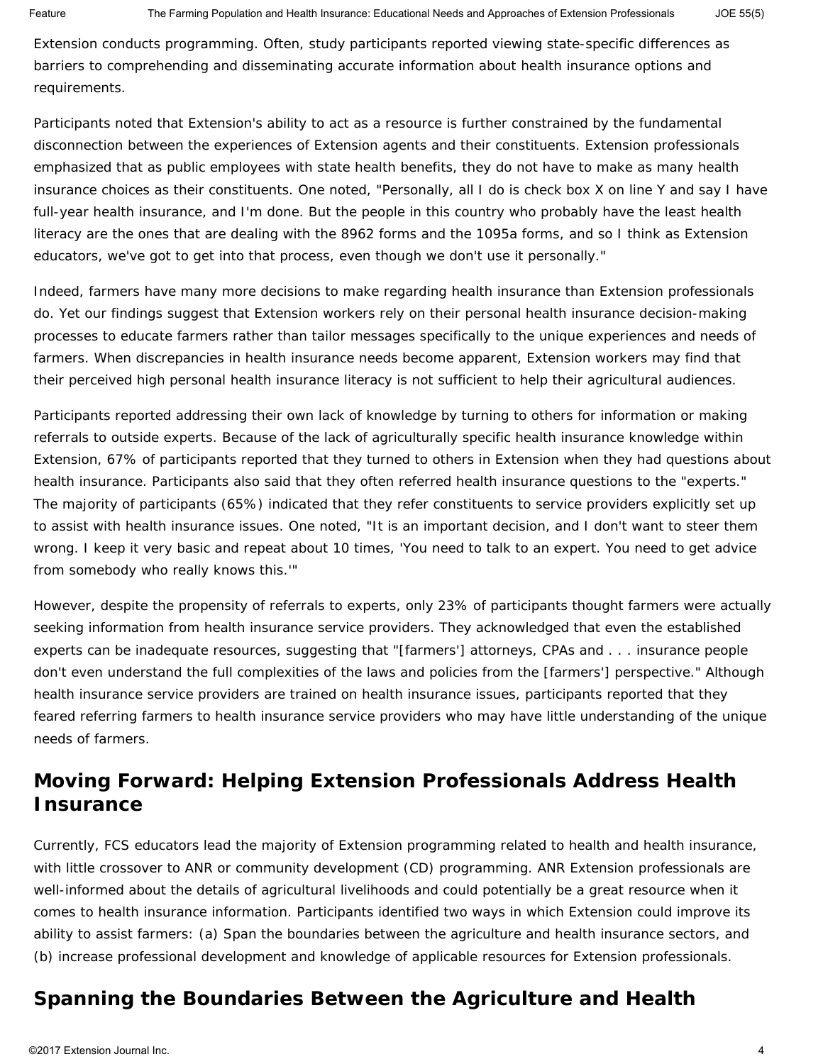Extension conducts programming. Often, study participants reported viewing state-specific differences as barriers to comprehending and disseminating accurate information about health insurance options and requirements.

Participants noted that Extension's ability to act as a resource is further constrained by the fundamental disconnection between the experiences of Extension agents and their constituents. Extension professionals emphasized that as public employees with state health benefits, they do not have to make as many health insurance choices as their constituents. One noted, "Personally, all I do is check box X on line Y and say I have full-year health insurance, and I'm done. But the people in this country who probably have the least health literacy are the ones that are dealing with the 8962 forms and the 1095a forms, and so I think as Extension educators, we've got to get into that process, even though we don't use it personally."

Indeed, farmers have many more decisions to make regarding health insurance than Extension professionals do. Yet our findings suggest that Extension workers rely on their personal health insurance decision-making processes to educate farmers rather than tailor messages specifically to the unique experiences and needs of farmers. When discrepancies in health insurance needs become apparent, Extension workers may find that their perceived high personal health insurance literacy is not sufficient to help their agricultural audiences.

Participants reported addressing their own lack of knowledge by turning to others for information or making referrals to outside experts. Because of the lack of agriculturally specific health insurance knowledge within Extension, 67% of participants reported that they turned to others in Extension when they had questions about health insurance. Participants also said that they often referred health insurance questions to the "experts." The majority of participants (65%) indicated that they refer constituents to service providers explicitly set up to assist with health insurance issues. One noted, "It is an important decision, and I don't want to steer them wrong. I keep it very basic and repeat about 10 times, 'You need to talk to an expert. You need to get advice from somebody who really knows this.'"

However, despite the propensity of referrals to experts, only 23% of participants thought farmers were actually seeking information from health insurance service providers. They acknowledged that even the established experts can be inadequate resources, suggesting that "[farmers'] attorneys, CPAs and . . . insurance people don't even understand the full complexities of the laws and policies from the [farmers'] perspective." Although health insurance service providers are trained on health insurance issues, participants reported that they feared referring farmers to health insurance service providers who may have little understanding of the unique needs of farmers.

## Moving Forward: Helping Extension Professionals Address Health Insurance

Currently, FCS educators lead the majority of Extension programming related to health and health insurance, with little crossover to ANR or community development (CD) programming. ANR Extension professionals are well-informed about the details of agricultural livelihoods and could potentially be a great resource when it comes to health insurance information. Participants identified two ways in which Extension could improve its ability to assist farmers: (a) Span the boundaries between the agriculture and health insurance sectors, and (b) increase professional development and knowledge of applicable resources for Extension professionals.

## Spanning the Boundaries Between the Agriculture and Health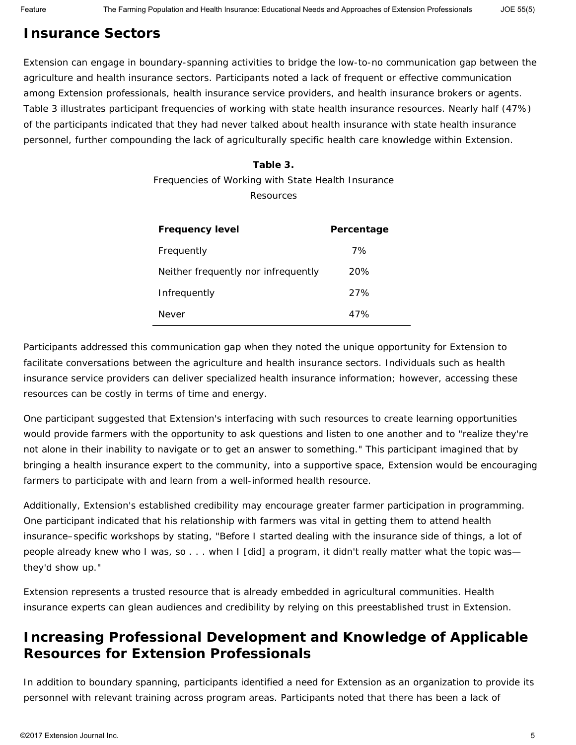## Insurance Sectors

Extension can engage in boundary-spanning activities to bridge the low-to-no communication gap between the agriculture and health insurance sectors. Participants noted a lack of frequent or effective communication among Extension professionals, health insurance service providers, and health insurance brokers or agents. Table 3 illustrates participant frequencies of working with state health insurance resources. Nearly half (47%) of the participants indicated that they had never talked about health insurance with state health insurance personnel, further compounding the lack of agriculturally specific health care knowledge within Extension.

**Table 3.**
Frequencies of Working with State Health Insurance Resources

| Frequency level | Percentage |
| --- | --- |
| Frequently | 7% |
| Neither frequently nor infrequently | 20% |
| Infrequently | 27% |
| Never | 47% |

Participants addressed this communication gap when they noted the unique opportunity for Extension to facilitate conversations between the agriculture and health insurance sectors. Individuals such as health insurance service providers can deliver specialized health insurance information; however, accessing these resources can be costly in terms of time and energy.

One participant suggested that Extension's interfacing with such resources to create learning opportunities would provide farmers with the opportunity to ask questions and listen to one another and to "realize they're not alone in their inability to navigate or to get an answer to something." This participant imagined that by bringing a health insurance expert to the community, into a supportive space, Extension would be encouraging farmers to participate with and learn from a well-informed health resource.

Additionally, Extension's established credibility may encourage greater farmer participation in programming. One participant indicated that his relationship with farmers was vital in getting them to attend health insurance–specific workshops by stating, "Before I started dealing with the insurance side of things, a lot of people already knew who I was, so . . . when I [did] a program, it didn't really matter what the topic was—they'd show up."

Extension represents a trusted resource that is already embedded in agricultural communities. Health insurance experts can glean audiences and credibility by relying on this preestablished trust in Extension.

## Increasing Professional Development and Knowledge of Applicable Resources for Extension Professionals

In addition to boundary spanning, participants identified a need for Extension as an organization to provide its personnel with relevant training across program areas. Participants noted that there has been a lack of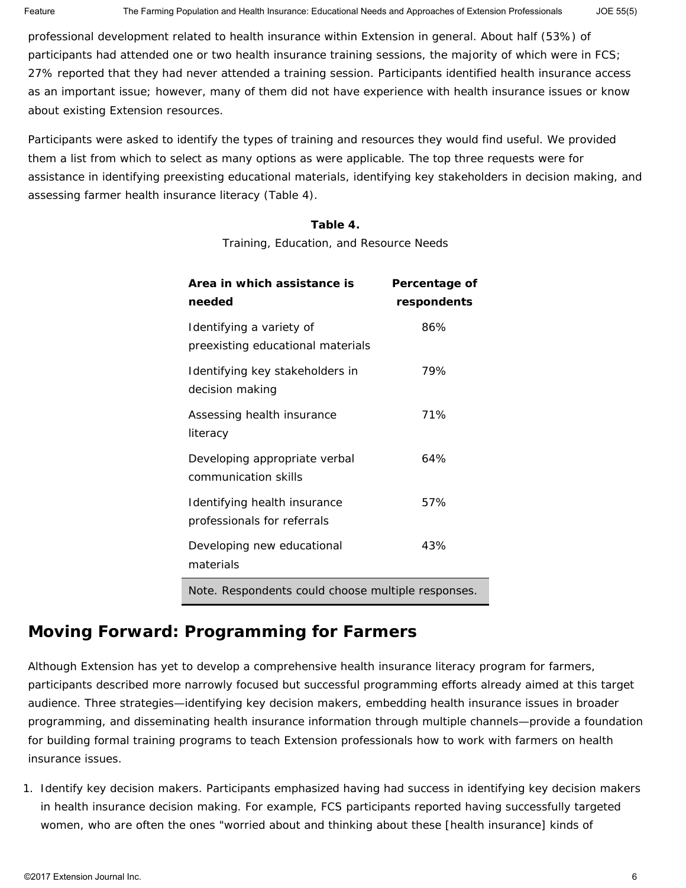professional development related to health insurance within Extension in general. About half (53%) of participants had attended one or two health insurance training sessions, the majority of which were in FCS; 27% reported that they had never attended a training session. Participants identified health insurance access as an important issue; however, many of them did not have experience with health insurance issues or know about existing Extension resources.

Participants were asked to identify the types of training and resources they would find useful. We provided them a list from which to select as many options as were applicable. The top three requests were for assistance in identifying preexisting educational materials, identifying key stakeholders in decision making, and assessing farmer health insurance literacy (Table 4).

**Table 4.**

Training, Education, and Resource Needs

| Area in which assistance is needed | Percentage of respondents |
|---|---|
| Identifying a variety of preexisting educational materials | 86% |
| Identifying key stakeholders in decision making | 79% |
| Assessing health insurance literacy | 71% |
| Developing appropriate verbal communication skills | 64% |
| Identifying health insurance professionals for referrals | 57% |
| Developing new educational materials | 43% |

Note. Respondents could choose multiple responses.

## Moving Forward: Programming for Farmers

Although Extension has yet to develop a comprehensive health insurance literacy program for farmers, participants described more narrowly focused but successful programming efforts already aimed at this target audience. Three strategies—identifying key decision makers, embedding health insurance issues in broader programming, and disseminating health insurance information through multiple channels—provide a foundation for building formal training programs to teach Extension professionals how to work with farmers on health insurance issues.

1. Identify key decision makers. Participants emphasized having had success in identifying key decision makers in health insurance decision making. For example, FCS participants reported having successfully targeted women, who are often the ones "worried about and thinking about these [health insurance] kinds of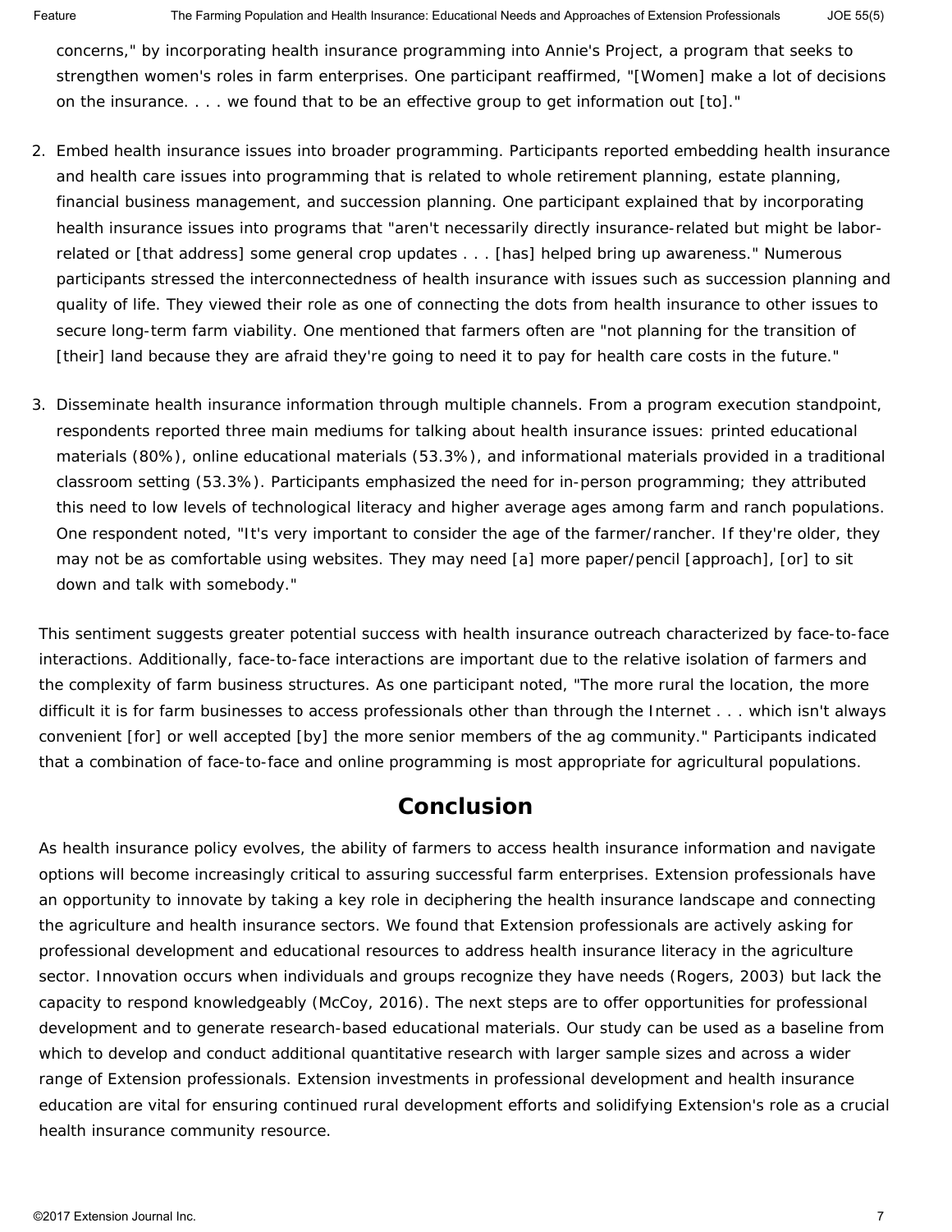concerns," by incorporating health insurance programming into Annie's Project, a program that seeks to strengthen women's roles in farm enterprises. One participant reaffirmed, "[Women] make a lot of decisions on the insurance. . . . we found that to be an effective group to get information out [to]."

2. Embed health insurance issues into broader programming. Participants reported embedding health insurance and health care issues into programming that is related to whole retirement planning, estate planning, financial business management, and succession planning. One participant explained that by incorporating health insurance issues into programs that "aren't necessarily directly insurance-related but might be labor-related or [that address] some general crop updates . . . [has] helped bring up awareness." Numerous participants stressed the interconnectedness of health insurance with issues such as succession planning and quality of life. They viewed their role as one of connecting the dots from health insurance to other issues to secure long-term farm viability. One mentioned that farmers often are "not planning for the transition of [their] land because they are afraid they're going to need it to pay for health care costs in the future."

3. Disseminate health insurance information through multiple channels. From a program execution standpoint, respondents reported three main mediums for talking about health insurance issues: printed educational materials (80%), online educational materials (53.3%), and informational materials provided in a traditional classroom setting (53.3%). Participants emphasized the need for in-person programming; they attributed this need to low levels of technological literacy and higher average ages among farm and ranch populations. One respondent noted, "It's very important to consider the age of the farmer/rancher. If they're older, they may not be as comfortable using websites. They may need [a] more paper/pencil [approach], [or] to sit down and talk with somebody."

This sentiment suggests greater potential success with health insurance outreach characterized by face-to-face interactions. Additionally, face-to-face interactions are important due to the relative isolation of farmers and the complexity of farm business structures. As one participant noted, "The more rural the location, the more difficult it is for farm businesses to access professionals other than through the Internet . . . which isn't always convenient [for] or well accepted [by] the more senior members of the ag community." Participants indicated that a combination of face-to-face and online programming is most appropriate for agricultural populations.

## Conclusion

As health insurance policy evolves, the ability of farmers to access health insurance information and navigate options will become increasingly critical to assuring successful farm enterprises. Extension professionals have an opportunity to innovate by taking a key role in deciphering the health insurance landscape and connecting the agriculture and health insurance sectors. We found that Extension professionals are actively asking for professional development and educational resources to address health insurance literacy in the agriculture sector. Innovation occurs when individuals and groups recognize they have needs (Rogers, 2003) but lack the capacity to respond knowledgeably (McCoy, 2016). The next steps are to offer opportunities for professional development and to generate research-based educational materials. Our study can be used as a baseline from which to develop and conduct additional quantitative research with larger sample sizes and across a wider range of Extension professionals. Extension investments in professional development and health insurance education are vital for ensuring continued rural development efforts and solidifying Extension's role as a crucial health insurance community resource.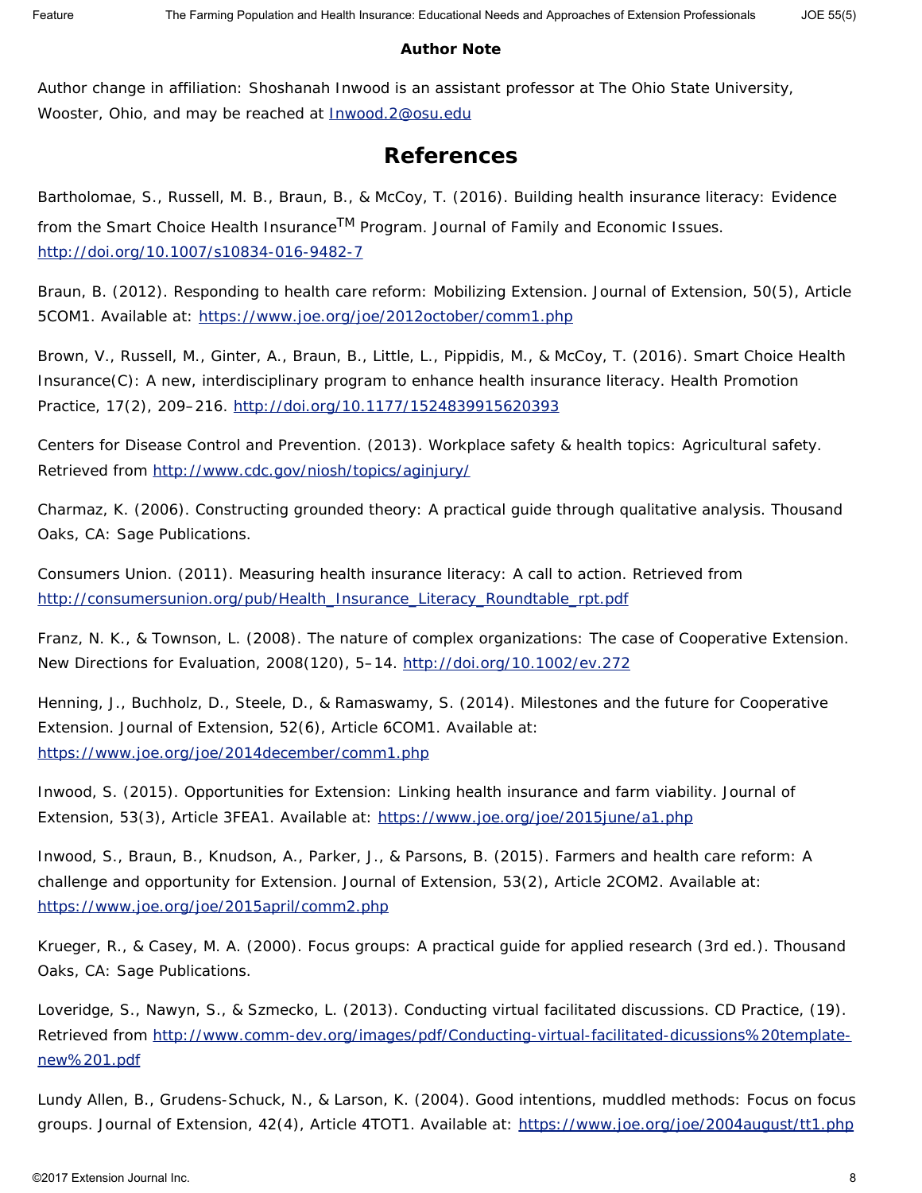**Author Note**

Author change in affiliation: Shoshanah Inwood is an assistant professor at The Ohio State University, Wooster, Ohio, and may be reached at Inwood.2@osu.edu

## References

Bartholomae, S., Russell, M. B., Braun, B., & McCoy, T. (2016). Building health insurance literacy: Evidence from the Smart Choice Health Insurance™ Program. Journal of Family and Economic Issues. http://doi.org/10.1007/s10834-016-9482-7

Braun, B. (2012). Responding to health care reform: Mobilizing Extension. Journal of Extension, 50(5), Article 5COM1. Available at: https://www.joe.org/joe/2012october/comm1.php

Brown, V., Russell, M., Ginter, A., Braun, B., Little, L., Pippidis, M., & McCoy, T. (2016). Smart Choice Health Insurance(C): A new, interdisciplinary program to enhance health insurance literacy. Health Promotion Practice, 17(2), 209–216. http://doi.org/10.1177/1524839915620393

Centers for Disease Control and Prevention. (2013). Workplace safety & health topics: Agricultural safety. Retrieved from http://www.cdc.gov/niosh/topics/aginjury/

Charmaz, K. (2006). Constructing grounded theory: A practical guide through qualitative analysis. Thousand Oaks, CA: Sage Publications.

Consumers Union. (2011). Measuring health insurance literacy: A call to action. Retrieved from http://consumersunion.org/pub/Health_Insurance_Literacy_Roundtable_rpt.pdf

Franz, N. K., & Townson, L. (2008). The nature of complex organizations: The case of Cooperative Extension. New Directions for Evaluation, 2008(120), 5–14. http://doi.org/10.1002/ev.272

Henning, J., Buchholz, D., Steele, D., & Ramaswamy, S. (2014). Milestones and the future for Cooperative Extension. Journal of Extension, 52(6), Article 6COM1. Available at: https://www.joe.org/joe/2014december/comm1.php

Inwood, S. (2015). Opportunities for Extension: Linking health insurance and farm viability. Journal of Extension, 53(3), Article 3FEA1. Available at: https://www.joe.org/joe/2015june/a1.php

Inwood, S., Braun, B., Knudson, A., Parker, J., & Parsons, B. (2015). Farmers and health care reform: A challenge and opportunity for Extension. Journal of Extension, 53(2), Article 2COM2. Available at: https://www.joe.org/joe/2015april/comm2.php

Krueger, R., & Casey, M. A. (2000). Focus groups: A practical guide for applied research (3rd ed.). Thousand Oaks, CA: Sage Publications.

Loveridge, S., Nawyn, S., & Szmecko, L. (2013). Conducting virtual facilitated discussions. CD Practice, (19). Retrieved from http://www.comm-dev.org/images/pdf/Conducting-virtual-facilitated-dicussions%20template-new%201.pdf

Lundy Allen, B., Grudens-Schuck, N., & Larson, K. (2004). Good intentions, muddled methods: Focus on focus groups. Journal of Extension, 42(4), Article 4TOT1. Available at: https://www.joe.org/joe/2004august/tt1.php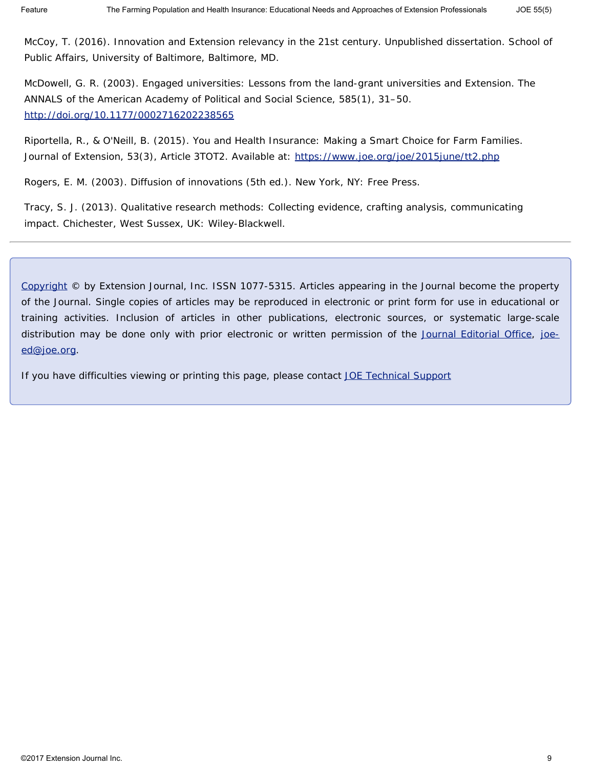McCoy, T. (2016). Innovation and Extension relevancy in the 21st century. Unpublished dissertation. School of Public Affairs, University of Baltimore, Baltimore, MD.

McDowell, G. R. (2003). Engaged universities: Lessons from the land-grant universities and Extension. The ANNALS of the American Academy of Political and Social Science, 585(1), 31–50. http://doi.org/10.1177/0002716202238565

Riportella, R., & O'Neill, B. (2015). You and Health Insurance: Making a Smart Choice for Farm Families. Journal of Extension, 53(3), Article 3TOT2. Available at: https://www.joe.org/joe/2015june/tt2.php

Rogers, E. M. (2003). Diffusion of innovations (5th ed.). New York, NY: Free Press.

Tracy, S. J. (2013). Qualitative research methods: Collecting evidence, crafting analysis, communicating impact. Chichester, West Sussex, UK: Wiley-Blackwell.

---

Copyright © by Extension Journal, Inc. ISSN 1077-5315. Articles appearing in the Journal become the property of the Journal. Single copies of articles may be reproduced in electronic or print form for use in educational or training activities. Inclusion of articles in other publications, electronic sources, or systematic large-scale distribution may be done only with prior electronic or written permission of the Journal Editorial Office, joe-ed@joe.org.

If you have difficulties viewing or printing this page, please contact JOE Technical Support